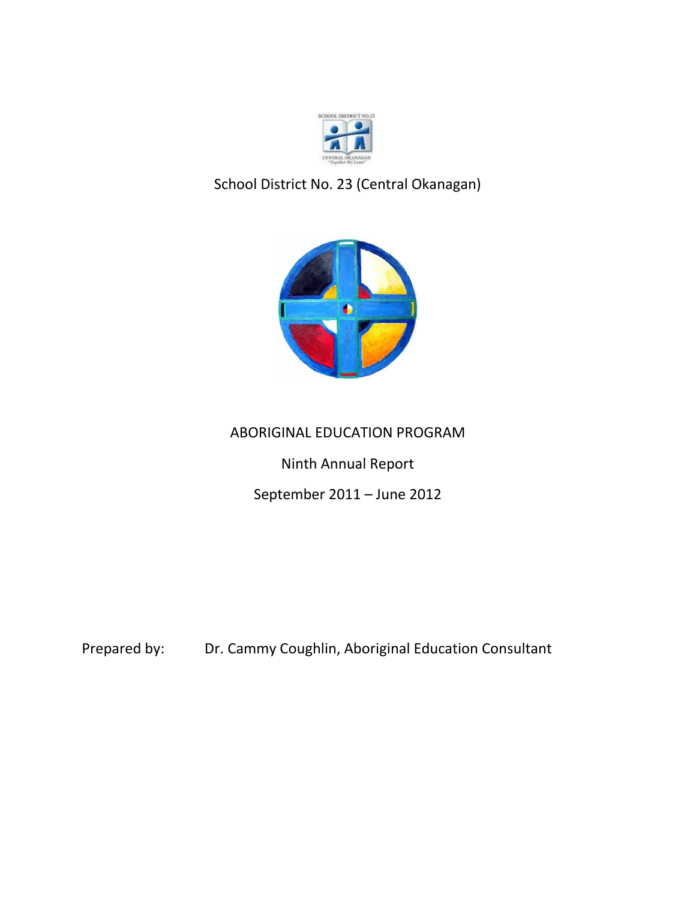School District No. 23 (Central Okanagan)

# ABORIGINAL EDUCATION PROGRAM

## Ninth Annual Report

September 2011 – June 2012

Prepared by: Dr. Cammy Coughlin, Aboriginal Education Consultant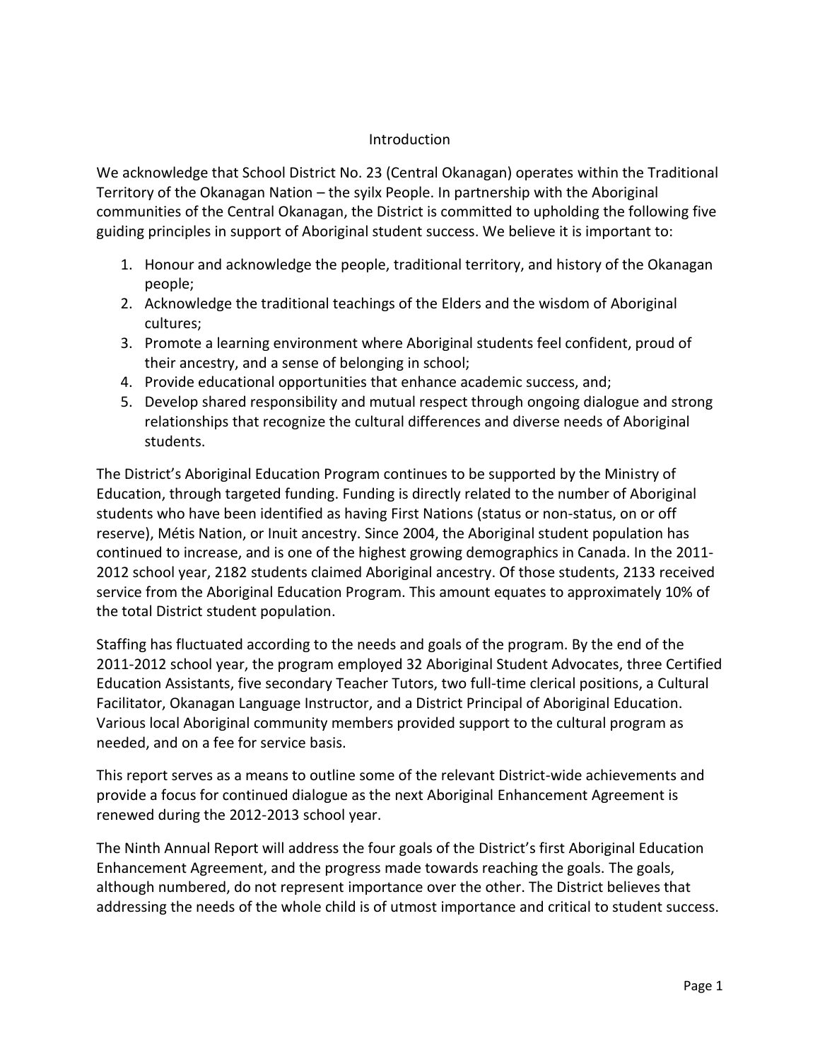# Introduction

We acknowledge that School District No. 23 (Central Okanagan) operates within the Traditional Territory of the Okanagan Nation – the syilx People. In partnership with the Aboriginal communities of the Central Okanagan, the District is committed to upholding the following five guiding principles in support of Aboriginal student success. We believe it is important to:

1. Honour and acknowledge the people, traditional territory, and history of the Okanagan people;
2. Acknowledge the traditional teachings of the Elders and the wisdom of Aboriginal cultures;
3. Promote a learning environment where Aboriginal students feel confident, proud of their ancestry, and a sense of belonging in school;
4. Provide educational opportunities that enhance academic success, and;
5. Develop shared responsibility and mutual respect through ongoing dialogue and strong relationships that recognize the cultural differences and diverse needs of Aboriginal students.

The District's Aboriginal Education Program continues to be supported by the Ministry of Education, through targeted funding. Funding is directly related to the number of Aboriginal students who have been identified as having First Nations (status or non-status, on or off reserve), Métis Nation, or Inuit ancestry. Since 2004, the Aboriginal student population has continued to increase, and is one of the highest growing demographics in Canada. In the 2011-2012 school year, 2182 students claimed Aboriginal ancestry. Of those students, 2133 received service from the Aboriginal Education Program. This amount equates to approximately 10% of the total District student population.

Staffing has fluctuated according to the needs and goals of the program. By the end of the 2011-2012 school year, the program employed 32 Aboriginal Student Advocates, three Certified Education Assistants, five secondary Teacher Tutors, two full-time clerical positions, a Cultural Facilitator, Okanagan Language Instructor, and a District Principal of Aboriginal Education. Various local Aboriginal community members provided support to the cultural program as needed, and on a fee for service basis.

This report serves as a means to outline some of the relevant District-wide achievements and provide a focus for continued dialogue as the next Aboriginal Enhancement Agreement is renewed during the 2012-2013 school year.

The Ninth Annual Report will address the four goals of the District's first Aboriginal Education Enhancement Agreement, and the progress made towards reaching the goals. The goals, although numbered, do not represent importance over the other. The District believes that addressing the needs of the whole child is of utmost importance and critical to student success.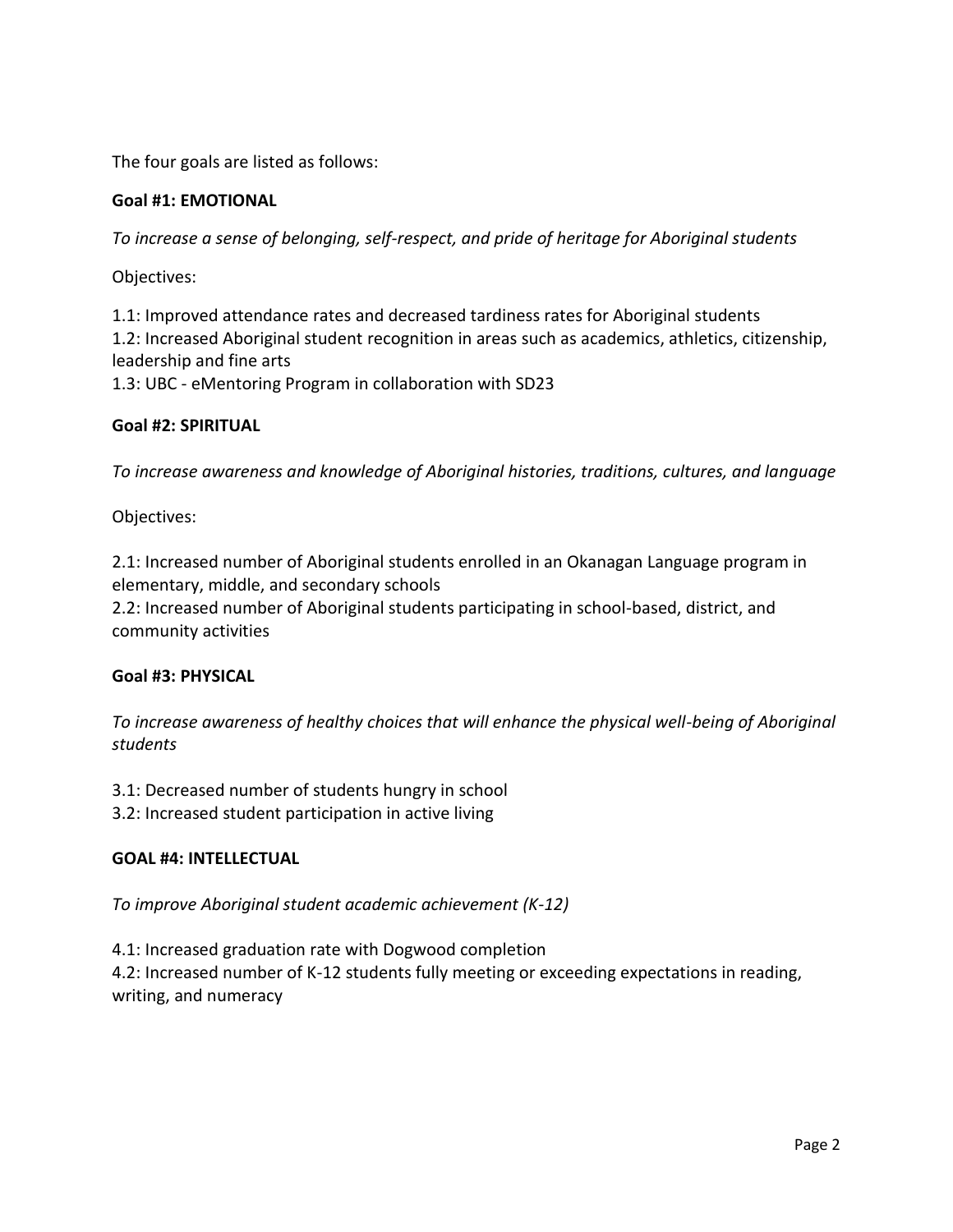The four goals are listed as follows:

**Goal #1: EMOTIONAL**

*To increase a sense of belonging, self-respect, and pride of heritage for Aboriginal students*

Objectives:

1.1: Improved attendance rates and decreased tardiness rates for Aboriginal students
1.2: Increased Aboriginal student recognition in areas such as academics, athletics, citizenship, leadership and fine arts
1.3: UBC - eMentoring Program in collaboration with SD23

**Goal #2: SPIRITUAL**

*To increase awareness and knowledge of Aboriginal histories, traditions, cultures, and language*

Objectives:

2.1: Increased number of Aboriginal students enrolled in an Okanagan Language program in elementary, middle, and secondary schools
2.2: Increased number of Aboriginal students participating in school-based, district, and community activities

**Goal #3: PHYSICAL**

*To increase awareness of healthy choices that will enhance the physical well-being of Aboriginal students*

3.1: Decreased number of students hungry in school
3.2: Increased student participation in active living

**GOAL #4: INTELLECTUAL**

*To improve Aboriginal student academic achievement (K-12)*

4.1: Increased graduation rate with Dogwood completion
4.2: Increased number of K-12 students fully meeting or exceeding expectations in reading, writing, and numeracy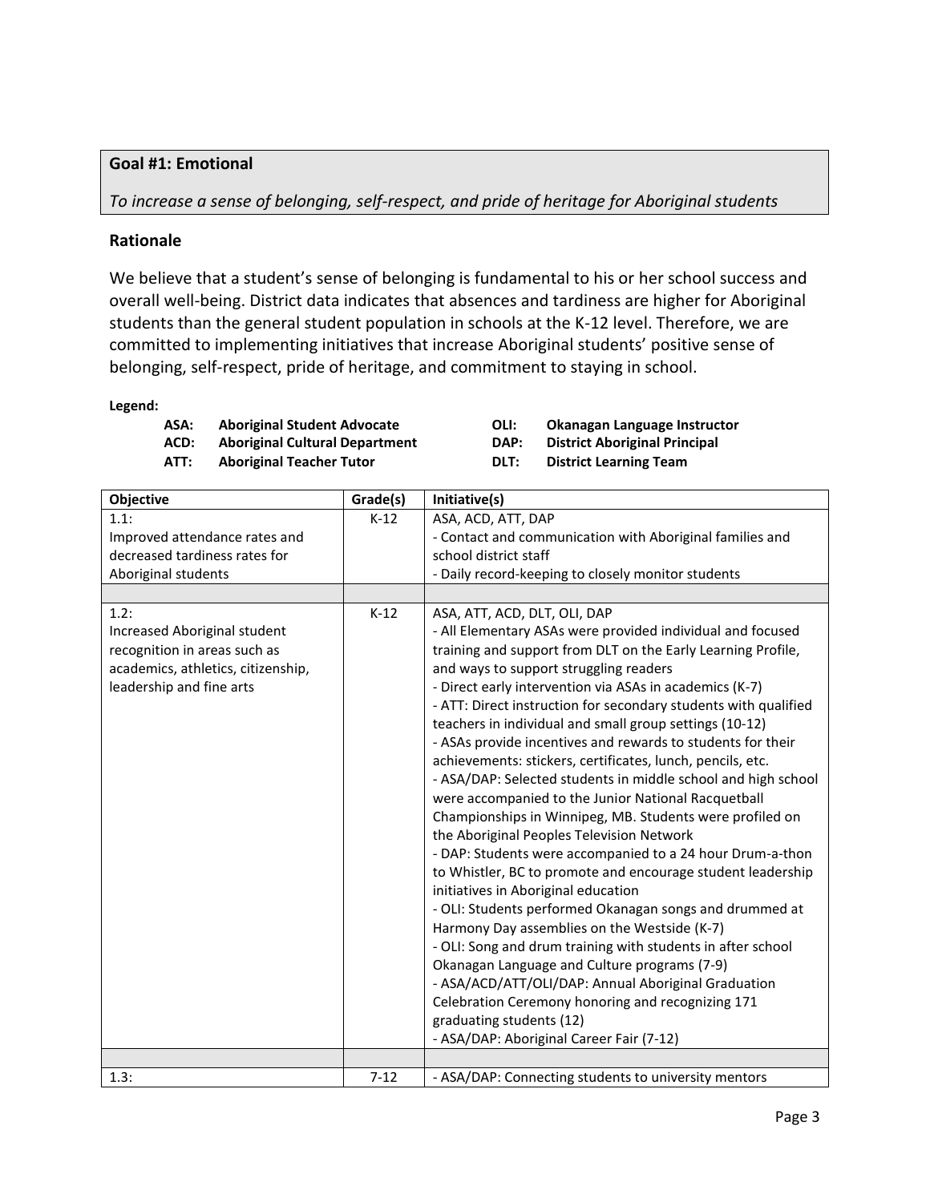**Goal #1: Emotional**

*To increase a sense of belonging, self-respect, and pride of heritage for Aboriginal students*

## Rationale

We believe that a student's sense of belonging is fundamental to his or her school success and overall well-being. District data indicates that absences and tardiness are higher for Aboriginal students than the general student population in schools at the K-12 level. Therefore, we are committed to implementing initiatives that increase Aboriginal students' positive sense of belonging, self-respect, pride of heritage, and commitment to staying in school.

**Legend:**

| | | | |
|---|---|---|---|
| **ASA:** | **Aboriginal Student Advocate** | **OLI:** | **Okanagan Language Instructor** |
| **ACD:** | **Aboriginal Cultural Department** | **DAP:** | **District Aboriginal Principal** |
| **ATT:** | **Aboriginal Teacher Tutor** | **DLT:** | **District Learning Team** |

| Objective | Grade(s) | Initiative(s) |
|---|---|---|
| 1.1:<br>Improved attendance rates and decreased tardiness rates for Aboriginal students | K-12 | ASA, ACD, ATT, DAP<br>- Contact and communication with Aboriginal families and school district staff<br>- Daily record-keeping to closely monitor students |
| | | |
| 1.2:<br>Increased Aboriginal student recognition in areas such as academics, athletics, citizenship, leadership and fine arts | K-12 | ASA, ATT, ACD, DLT, OLI, DAP<br>- All Elementary ASAs were provided individual and focused training and support from DLT on the Early Learning Profile, and ways to support struggling readers<br>- Direct early intervention via ASAs in academics (K-7)<br>- ATT: Direct instruction for secondary students with qualified teachers in individual and small group settings (10-12)<br>- ASAs provide incentives and rewards to students for their achievements: stickers, certificates, lunch, pencils, etc.<br>- ASA/DAP: Selected students in middle school and high school were accompanied to the Junior National Racquetball Championships in Winnipeg, MB. Students were profiled on the Aboriginal Peoples Television Network<br>- DAP: Students were accompanied to a 24 hour Drum-a-thon to Whistler, BC to promote and encourage student leadership initiatives in Aboriginal education<br>- OLI: Students performed Okanagan songs and drummed at Harmony Day assemblies on the Westside (K-7)<br>- OLI: Song and drum training with students in after school Okanagan Language and Culture programs (7-9)<br>- ASA/ACD/ATT/OLI/DAP: Annual Aboriginal Graduation Celebration Ceremony honoring and recognizing 171 graduating students (12)<br>- ASA/DAP: Aboriginal Career Fair (7-12) |
| | | |
| 1.3: | 7-12 | - ASA/DAP: Connecting students to university mentors |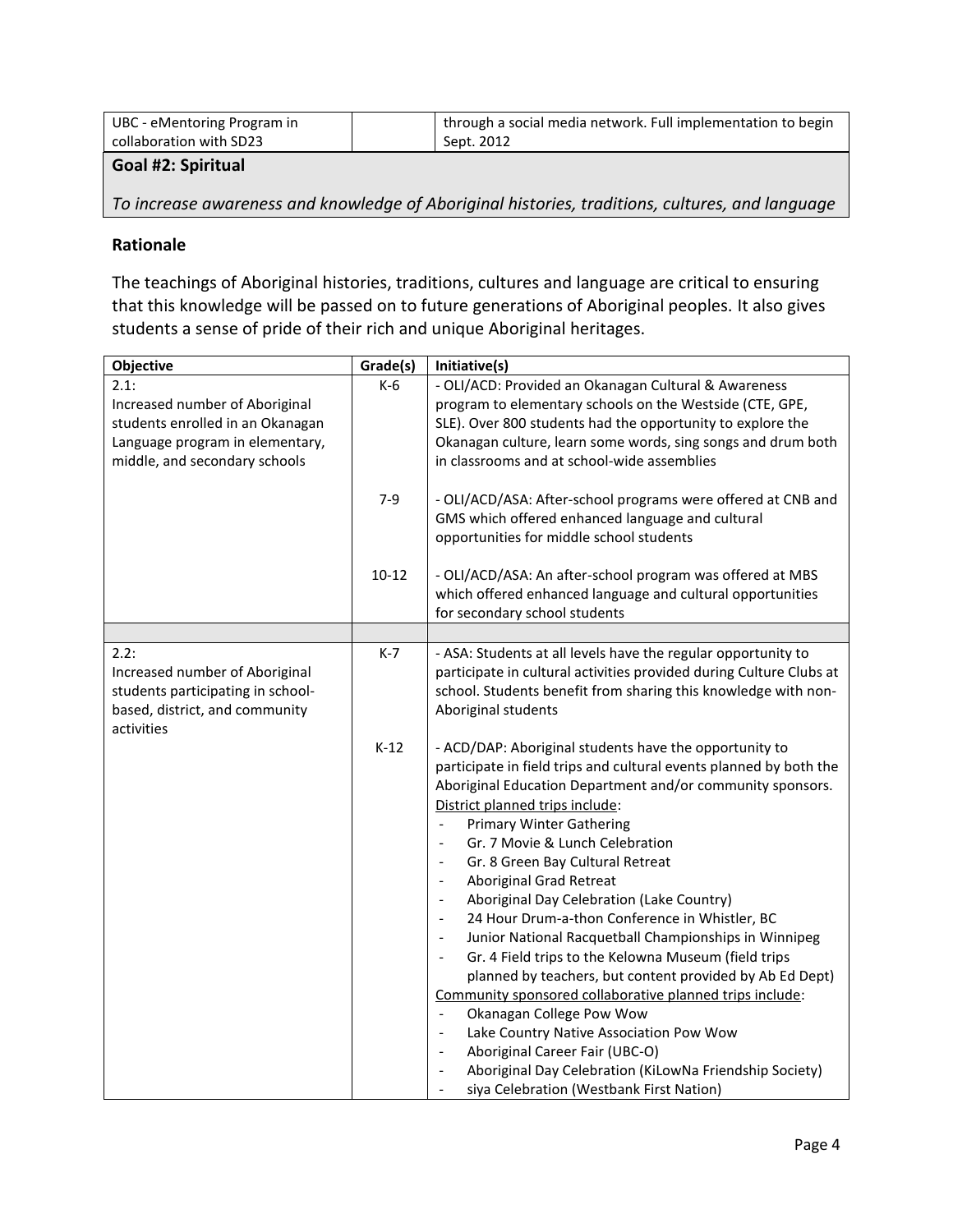| | | |
|---|---|---|
| UBC - eMentoring Program in collaboration with SD23 | | through a social media network. Full implementation to begin Sept. 2012 |

## Goal #2: Spiritual

*To increase awareness and knowledge of Aboriginal histories, traditions, cultures, and language*

### Rationale

The teachings of Aboriginal histories, traditions, cultures and language are critical to ensuring that this knowledge will be passed on to future generations of Aboriginal peoples. It also gives students a sense of pride of their rich and unique Aboriginal heritages.

| Objective | Grade(s) | Initiative(s) |
|---|---|---|
| 2.1: Increased number of Aboriginal students enrolled in an Okanagan Language program in elementary, middle, and secondary schools | K-6 | - OLI/ACD: Provided an Okanagan Cultural & Awareness program to elementary schools on the Westside (CTE, GPE, SLE). Over 800 students had the opportunity to explore the Okanagan culture, learn some words, sing songs and drum both in classrooms and at school-wide assemblies |
| | 7-9 | - OLI/ACD/ASA: After-school programs were offered at CNB and GMS which offered enhanced language and cultural opportunities for middle school students |
| | 10-12 | - OLI/ACD/ASA: An after-school program was offered at MBS which offered enhanced language and cultural opportunities for secondary school students |
| | | |
| 2.2: Increased number of Aboriginal students participating in school-based, district, and community activities | K-7 | - ASA: Students at all levels have the regular opportunity to participate in cultural activities provided during Culture Clubs at school. Students benefit from sharing this knowledge with non-Aboriginal students |
| | K-12 | - ACD/DAP: Aboriginal students have the opportunity to participate in field trips and cultural events planned by both the Aboriginal Education Department and/or community sponsors.<br>District planned trips include:<br>- Primary Winter Gathering<br>- Gr. 7 Movie & Lunch Celebration<br>- Gr. 8 Green Bay Cultural Retreat<br>- Aboriginal Grad Retreat<br>- Aboriginal Day Celebration (Lake Country)<br>- 24 Hour Drum-a-thon Conference in Whistler, BC<br>- Junior National Racquetball Championships in Winnipeg<br>- Gr. 4 Field trips to the Kelowna Museum (field trips planned by teachers, but content provided by Ab Ed Dept)<br>Community sponsored collaborative planned trips include:<br>- Okanagan College Pow Wow<br>- Lake Country Native Association Pow Wow<br>- Aboriginal Career Fair (UBC-O)<br>- Aboriginal Day Celebration (KiLowNa Friendship Society)<br>- siya Celebration (Westbank First Nation) |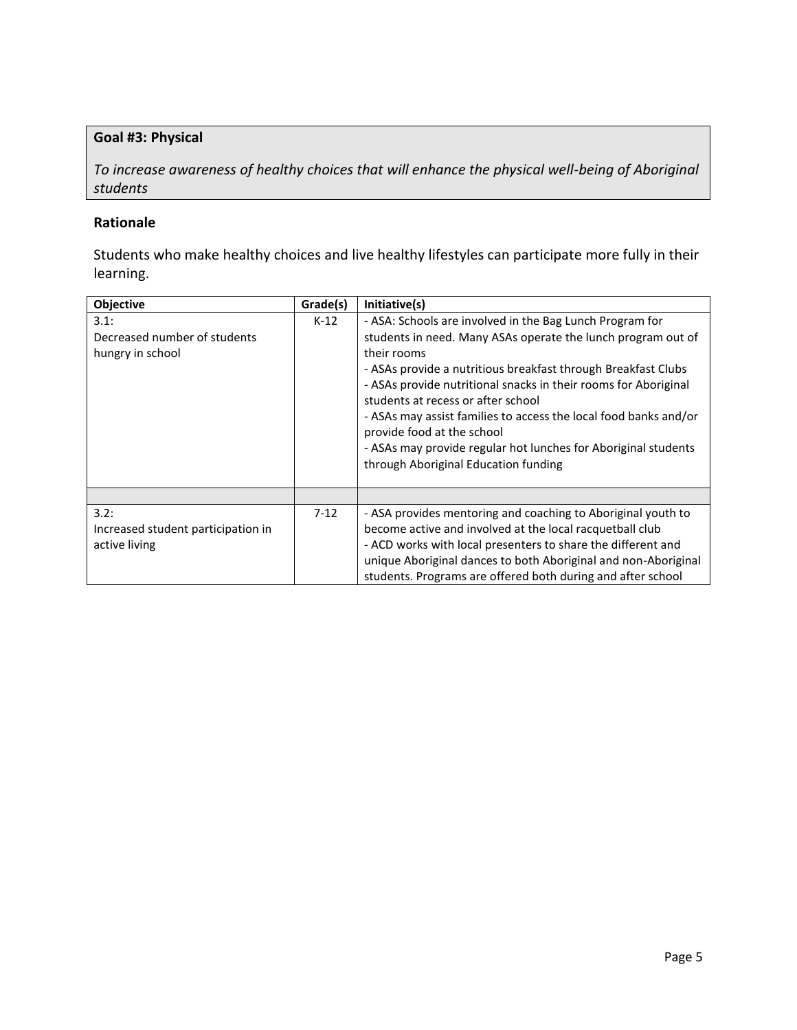**Goal #3: Physical**

*To increase awareness of healthy choices that will enhance the physical well-being of Aboriginal students*

### Rationale

Students who make healthy choices and live healthy lifestyles can participate more fully in their learning.

| Objective | Grade(s) | Initiative(s) |
|---|---|---|
| 3.1:<br>Decreased number of students hungry in school | K-12 | - ASA: Schools are involved in the Bag Lunch Program for students in need. Many ASAs operate the lunch program out of their rooms<br>- ASAs provide a nutritious breakfast through Breakfast Clubs<br>- ASAs provide nutritional snacks in their rooms for Aboriginal students at recess or after school<br>- ASAs may assist families to access the local food banks and/or provide food at the school<br>- ASAs may provide regular hot lunches for Aboriginal students through Aboriginal Education funding |
| | | |
| 3.2:<br>Increased student participation in active living | 7-12 | - ASA provides mentoring and coaching to Aboriginal youth to become active and involved at the local racquetball club<br>- ACD works with local presenters to share the different and unique Aboriginal dances to both Aboriginal and non-Aboriginal students. Programs are offered both during and after school |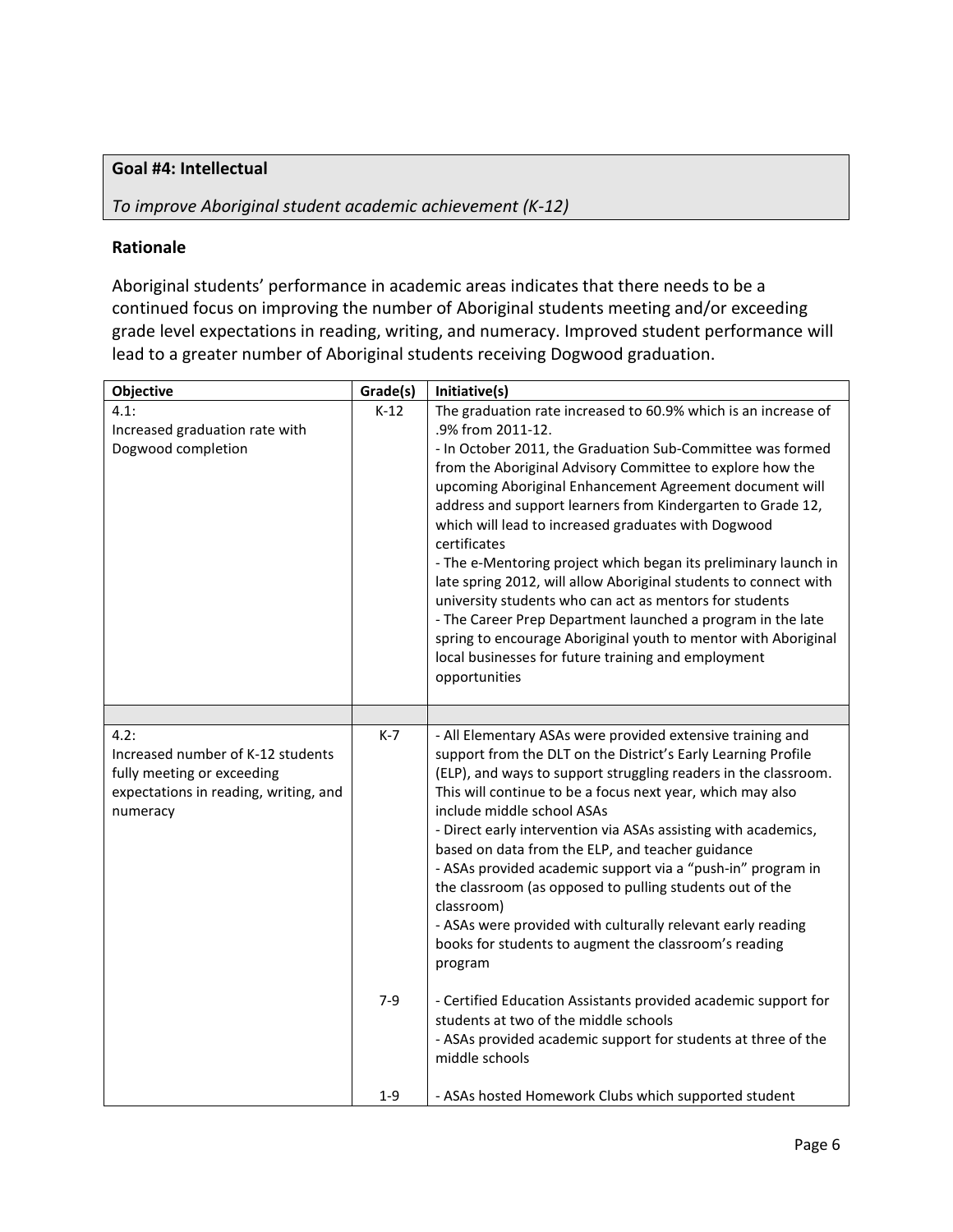**Goal #4: Intellectual**

*To improve Aboriginal student academic achievement (K-12)*

### Rationale

Aboriginal students' performance in academic areas indicates that there needs to be a continued focus on improving the number of Aboriginal students meeting and/or exceeding grade level expectations in reading, writing, and numeracy. Improved student performance will lead to a greater number of Aboriginal students receiving Dogwood graduation.

| Objective | Grade(s) | Initiative(s) |
|---|---|---|
| 4.1:<br>Increased graduation rate with Dogwood completion | K-12 | The graduation rate increased to 60.9% which is an increase of .9% from 2011-12.<br>- In October 2011, the Graduation Sub-Committee was formed from the Aboriginal Advisory Committee to explore how the upcoming Aboriginal Enhancement Agreement document will address and support learners from Kindergarten to Grade 12, which will lead to increased graduates with Dogwood certificates<br>- The e-Mentoring project which began its preliminary launch in late spring 2012, will allow Aboriginal students to connect with university students who can act as mentors for students<br>- The Career Prep Department launched a program in the late spring to encourage Aboriginal youth to mentor with Aboriginal local businesses for future training and employment opportunities |
| | | |
| 4.2:<br>Increased number of K-12 students fully meeting or exceeding expectations in reading, writing, and numeracy | K-7 | - All Elementary ASAs were provided extensive training and support from the DLT on the District's Early Learning Profile (ELP), and ways to support struggling readers in the classroom. This will continue to be a focus next year, which may also include middle school ASAs<br>- Direct early intervention via ASAs assisting with academics, based on data from the ELP, and teacher guidance<br>- ASAs provided academic support via a "push-in" program in the classroom (as opposed to pulling students out of the classroom)<br>- ASAs were provided with culturally relevant early reading books for students to augment the classroom's reading program |
| | 7-9 | - Certified Education Assistants provided academic support for students at two of the middle schools<br>- ASAs provided academic support for students at three of the middle schools |
| | 1-9 | - ASAs hosted Homework Clubs which supported student |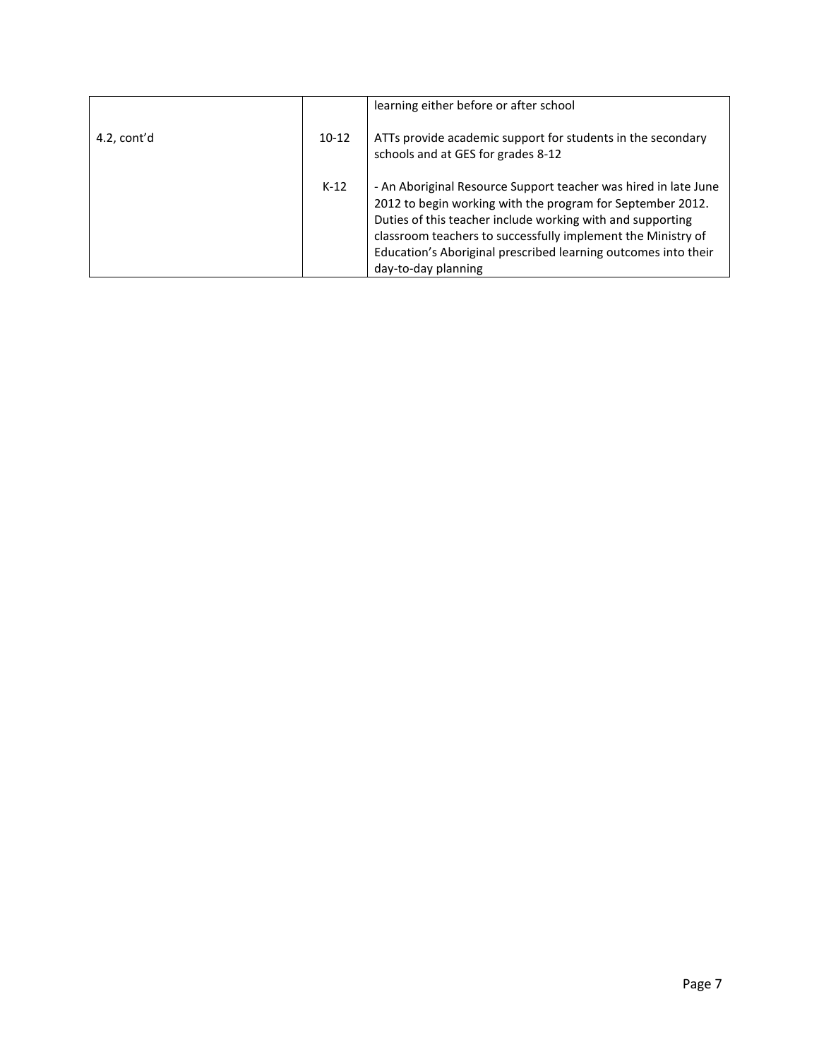| | | |
|---|---|---|
| | | learning either before or after school |
| 4.2, cont'd | 10-12 | ATTs provide academic support for students in the secondary schools and at GES for grades 8-12 |
| | K-12 | - An Aboriginal Resource Support teacher was hired in late June 2012 to begin working with the program for September 2012. Duties of this teacher include working with and supporting classroom teachers to successfully implement the Ministry of Education's Aboriginal prescribed learning outcomes into their day-to-day planning |